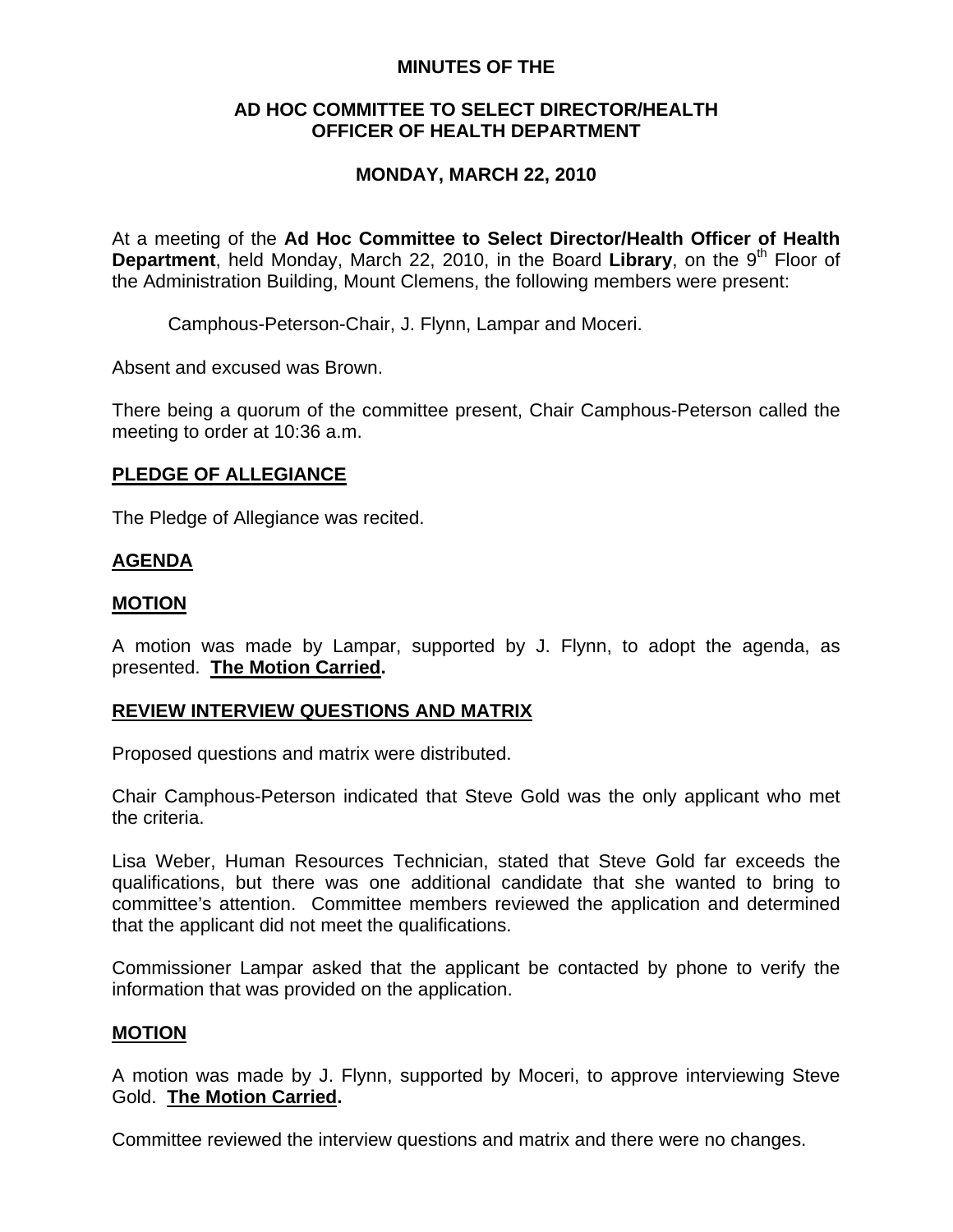# MINUTES OF THE

## AD HOC COMMITTEE TO SELECT DIRECTOR/HEALTH OFFICER OF HEALTH DEPARTMENT

## MONDAY, MARCH 22, 2010

At a meeting of the **Ad Hoc Committee to Select Director/Health Officer of Health Department**, held Monday, March 22, 2010, in the Board **Library**, on the 9th Floor of the Administration Building, Mount Clemens, the following members were present:

Camphous-Peterson-Chair, J. Flynn, Lampar and Moceri.

Absent and excused was Brown.

There being a quorum of the committee present, Chair Camphous-Peterson called the meeting to order at 10:36 a.m.

**PLEDGE OF ALLEGIANCE**

The Pledge of Allegiance was recited.

**AGENDA**

**MOTION**

A motion was made by Lampar, supported by J. Flynn, to adopt the agenda, as presented. **The Motion Carried.**

**REVIEW INTERVIEW QUESTIONS AND MATRIX**

Proposed questions and matrix were distributed.

Chair Camphous-Peterson indicated that Steve Gold was the only applicant who met the criteria.

Lisa Weber, Human Resources Technician, stated that Steve Gold far exceeds the qualifications, but there was one additional candidate that she wanted to bring to committee's attention. Committee members reviewed the application and determined that the applicant did not meet the qualifications.

Commissioner Lampar asked that the applicant be contacted by phone to verify the information that was provided on the application.

**MOTION**

A motion was made by J. Flynn, supported by Moceri, to approve interviewing Steve Gold. **The Motion Carried.**

Committee reviewed the interview questions and matrix and there were no changes.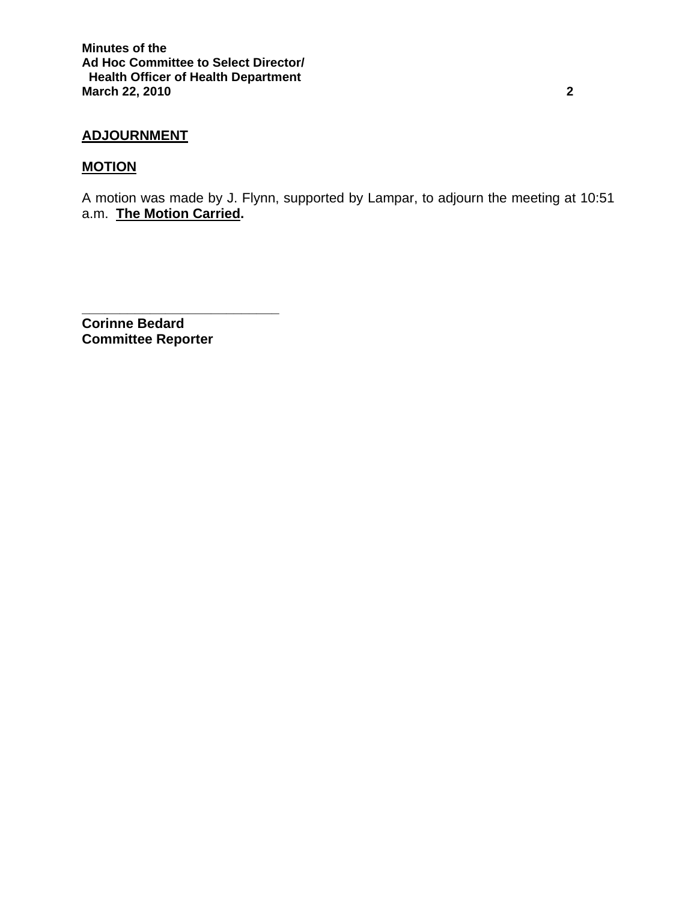## ADJOURNMENT

## MOTION

A motion was made by J. Flynn, supported by Lampar, to adjourn the meeting at 10:51 a.m. **The Motion Carried.**

\_\_\_\_\_\_\_\_\_\_\_\_\_\_\_\_\_\_\_\_\_\_\_\_\_\_\_\_

**Corinne Bedard**
**Committee Reporter**